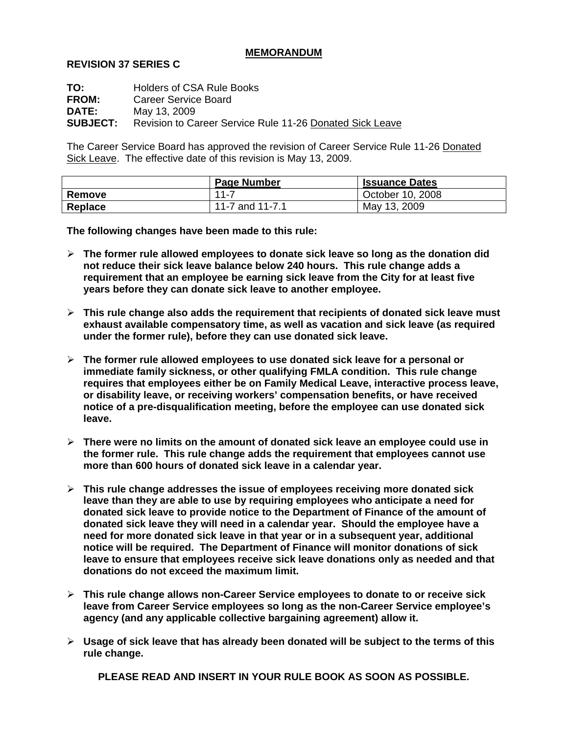# MEMORANDUM

**REVISION 37 SERIES C**

**TO:** Holders of CSA Rule Books
**FROM:** Career Service Board
**DATE:** May 13, 2009
**SUBJECT:** Revision to Career Service Rule 11-26 Donated Sick Leave

The Career Service Board has approved the revision of Career Service Rule 11-26 Donated Sick Leave. The effective date of this revision is May 13, 2009.

| | Page Number | Issuance Dates |
|---|---|---|
| **Remove** | 11-7 | October 10, 2008 |
| **Replace** | 11-7 and 11-7.1 | May 13, 2009 |

**The following changes have been made to this rule:**

- **The former rule allowed employees to donate sick leave so long as the donation did not reduce their sick leave balance below 240 hours. This rule change adds a requirement that an employee be earning sick leave from the City for at least five years before they can donate sick leave to another employee.**
- **This rule change also adds the requirement that recipients of donated sick leave must exhaust available compensatory time, as well as vacation and sick leave (as required under the former rule), before they can use donated sick leave.**
- **The former rule allowed employees to use donated sick leave for a personal or immediate family sickness, or other qualifying FMLA condition. This rule change requires that employees either be on Family Medical Leave, interactive process leave, or disability leave, or receiving workers' compensation benefits, or have received notice of a pre-disqualification meeting, before the employee can use donated sick leave.**
- **There were no limits on the amount of donated sick leave an employee could use in the former rule. This rule change adds the requirement that employees cannot use more than 600 hours of donated sick leave in a calendar year.**
- **This rule change addresses the issue of employees receiving more donated sick leave than they are able to use by requiring employees who anticipate a need for donated sick leave to provide notice to the Department of Finance of the amount of donated sick leave they will need in a calendar year. Should the employee have a need for more donated sick leave in that year or in a subsequent year, additional notice will be required. The Department of Finance will monitor donations of sick leave to ensure that employees receive sick leave donations only as needed and that donations do not exceed the maximum limit.**
- **This rule change allows non-Career Service employees to donate to or receive sick leave from Career Service employees so long as the non-Career Service employee's agency (and any applicable collective bargaining agreement) allow it.**
- **Usage of sick leave that has already been donated will be subject to the terms of this rule change.**

**PLEASE READ AND INSERT IN YOUR RULE BOOK AS SOON AS POSSIBLE.**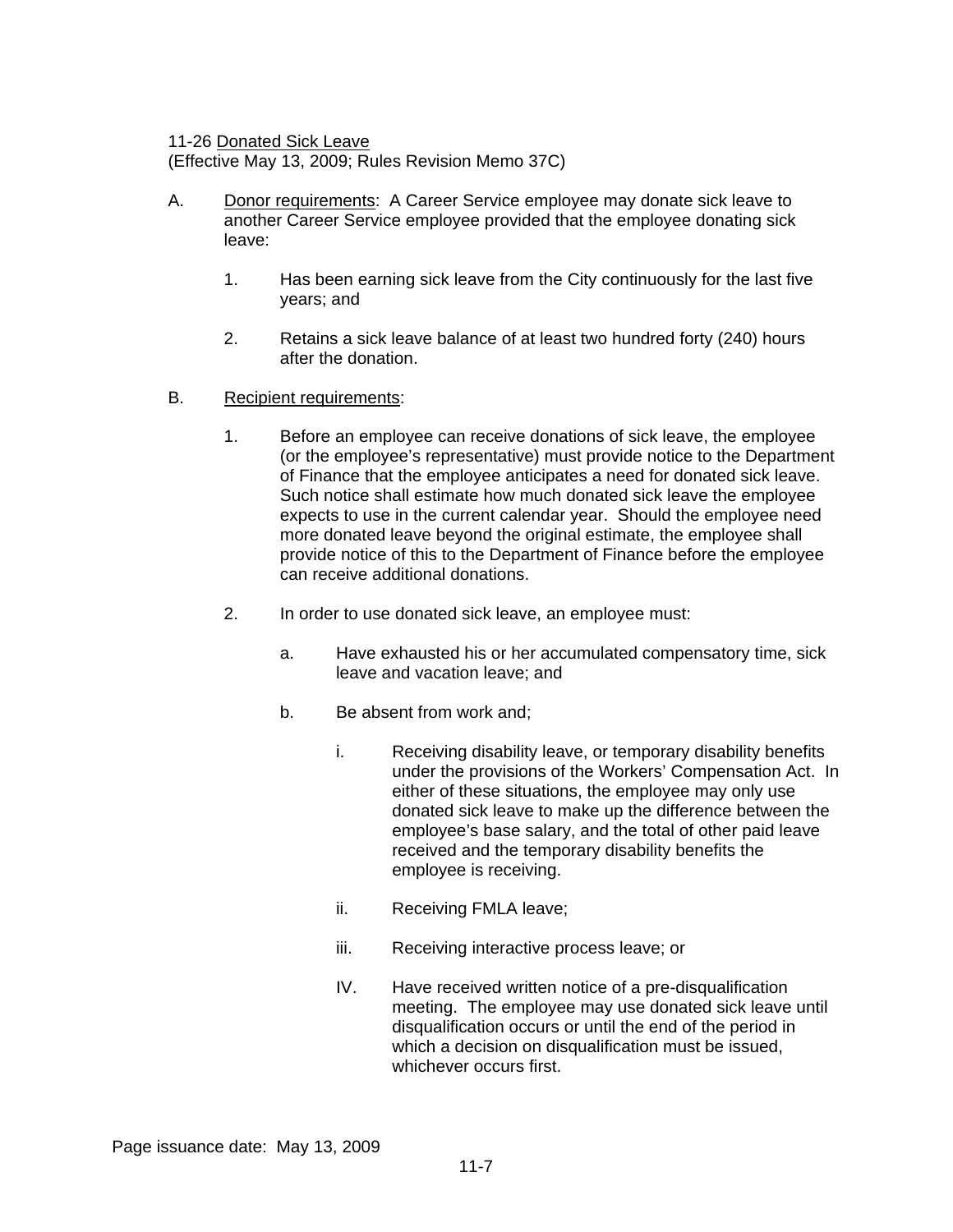11-26 Donated Sick Leave
(Effective May 13, 2009; Rules Revision Memo 37C)

A. Donor requirements: A Career Service employee may donate sick leave to another Career Service employee provided that the employee donating sick leave:

   1. Has been earning sick leave from the City continuously for the last five years; and

   2. Retains a sick leave balance of at least two hundred forty (240) hours after the donation.

B. Recipient requirements:

   1. Before an employee can receive donations of sick leave, the employee (or the employee's representative) must provide notice to the Department of Finance that the employee anticipates a need for donated sick leave. Such notice shall estimate how much donated sick leave the employee expects to use in the current calendar year. Should the employee need more donated leave beyond the original estimate, the employee shall provide notice of this to the Department of Finance before the employee can receive additional donations.

   2. In order to use donated sick leave, an employee must:

      a. Have exhausted his or her accumulated compensatory time, sick leave and vacation leave; and

      b. Be absent from work and;

         i. Receiving disability leave, or temporary disability benefits under the provisions of the Workers' Compensation Act. In either of these situations, the employee may only use donated sick leave to make up the difference between the employee's base salary, and the total of other paid leave received and the temporary disability benefits the employee is receiving.

         ii. Receiving FMLA leave;

         iii. Receiving interactive process leave; or

         IV. Have received written notice of a pre-disqualification meeting. The employee may use donated sick leave until disqualification occurs or until the end of the period in which a decision on disqualification must be issued, whichever occurs first.

Page issuance date: May 13, 2009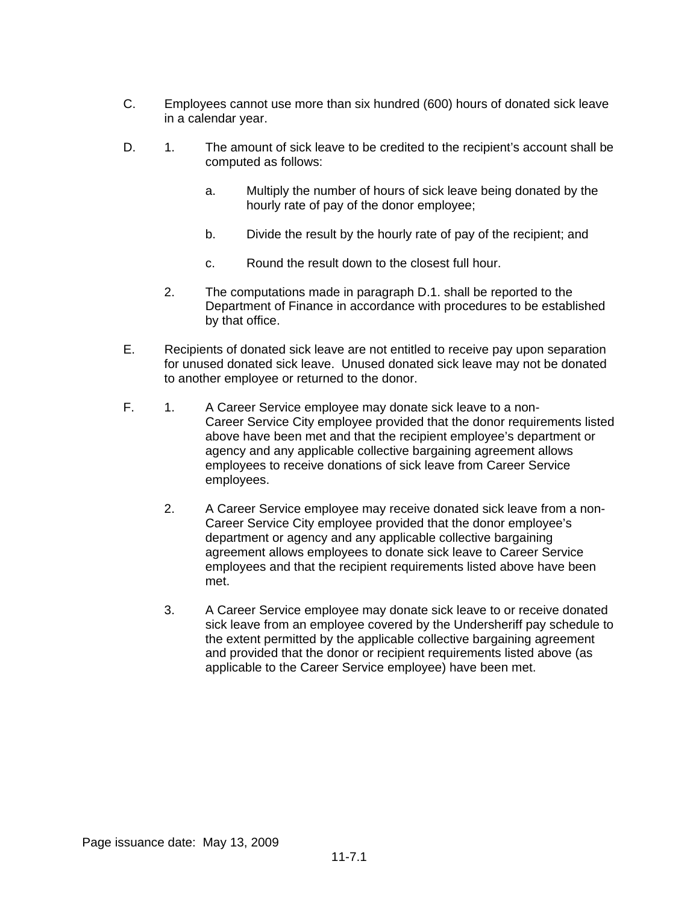C. Employees cannot use more than six hundred (600) hours of donated sick leave in a calendar year.

D. 1. The amount of sick leave to be credited to the recipient's account shall be computed as follows:

   a. Multiply the number of hours of sick leave being donated by the hourly rate of pay of the donor employee;

   b. Divide the result by the hourly rate of pay of the recipient; and

   c. Round the result down to the closest full hour.

   2. The computations made in paragraph D.1. shall be reported to the Department of Finance in accordance with procedures to be established by that office.

E. Recipients of donated sick leave are not entitled to receive pay upon separation for unused donated sick leave. Unused donated sick leave may not be donated to another employee or returned to the donor.

F. 1. A Career Service employee may donate sick leave to a non-Career Service City employee provided that the donor requirements listed above have been met and that the recipient employee's department or agency and any applicable collective bargaining agreement allows employees to receive donations of sick leave from Career Service employees.

   2. A Career Service employee may receive donated sick leave from a non-Career Service City employee provided that the donor employee's department or agency and any applicable collective bargaining agreement allows employees to donate sick leave to Career Service employees and that the recipient requirements listed above have been met.

   3. A Career Service employee may donate sick leave to or receive donated sick leave from an employee covered by the Undersheriff pay schedule to the extent permitted by the applicable collective bargaining agreement and provided that the donor or recipient requirements listed above (as applicable to the Career Service employee) have been met.

Page issuance date: May 13, 2009